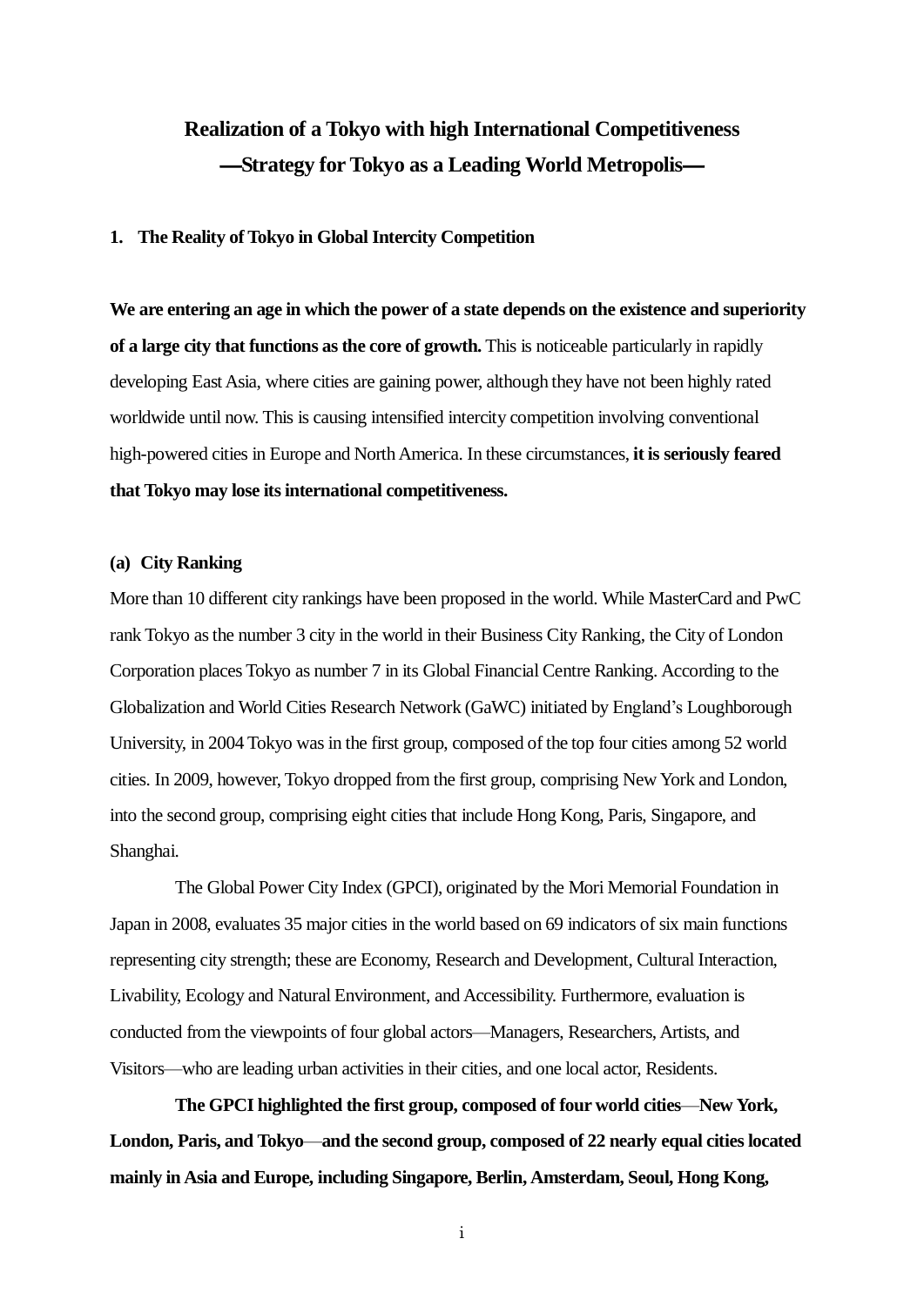# Realization of a Tokyo with high International Competitiveness
## —Strategy for Tokyo as a Leading World Metropolis—

### 1. The Reality of Tokyo in Global Intercity Competition

**We are entering an age in which the power of a state depends on the existence and superiority of a large city that functions as the core of growth.** This is noticeable particularly in rapidly developing East Asia, where cities are gaining power, although they have not been highly rated worldwide until now. This is causing intensified intercity competition involving conventional high-powered cities in Europe and North America. In these circumstances, **it is seriously feared that Tokyo may lose its international competitiveness.**

#### (a) City Ranking

More than 10 different city rankings have been proposed in the world. While MasterCard and PwC rank Tokyo as the number 3 city in the world in their Business City Ranking, the City of London Corporation places Tokyo as number 7 in its Global Financial Centre Ranking. According to the Globalization and World Cities Research Network (GaWC) initiated by England's Loughborough University, in 2004 Tokyo was in the first group, composed of the top four cities among 52 world cities. In 2009, however, Tokyo dropped from the first group, comprising New York and London, into the second group, comprising eight cities that include Hong Kong, Paris, Singapore, and Shanghai.

The Global Power City Index (GPCI), originated by the Mori Memorial Foundation in Japan in 2008, evaluates 35 major cities in the world based on 69 indicators of six main functions representing city strength; these are Economy, Research and Development, Cultural Interaction, Livability, Ecology and Natural Environment, and Accessibility. Furthermore, evaluation is conducted from the viewpoints of four global actors—Managers, Researchers, Artists, and Visitors—who are leading urban activities in their cities, and one local actor, Residents.

**The GPCI highlighted the first group, composed of four world cities**—**New York, London, Paris, and Tokyo**—**and the second group, composed of 22 nearly equal cities located mainly in Asia and Europe, including Singapore, Berlin, Amsterdam, Seoul, Hong Kong,**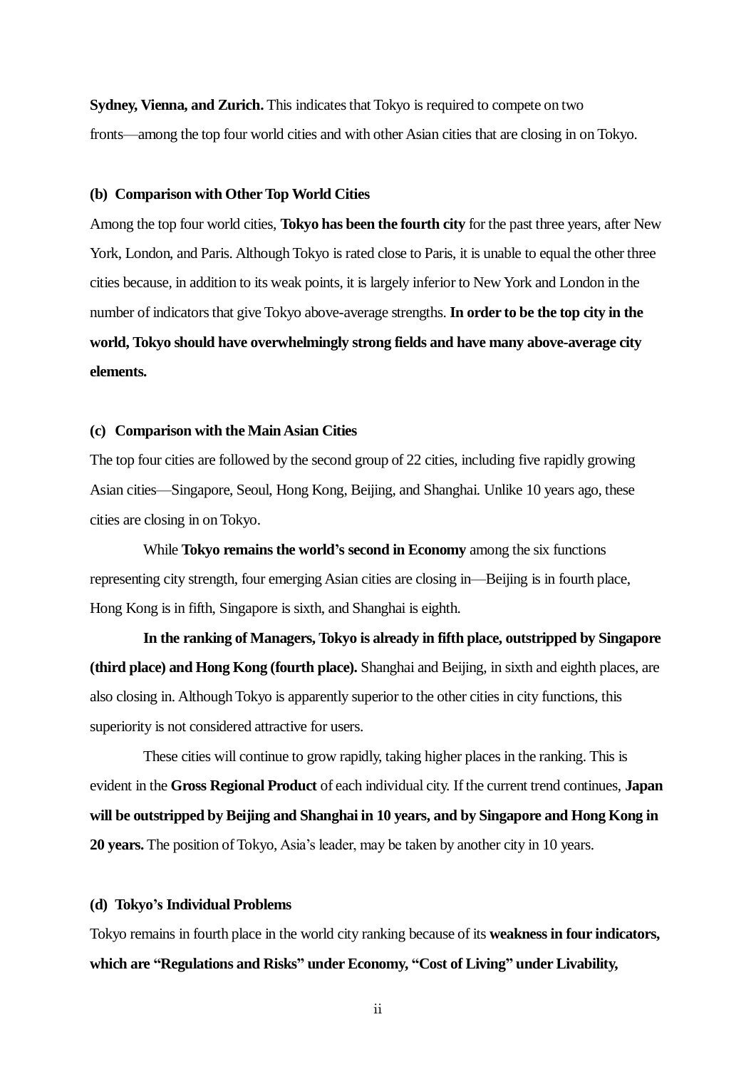**Sydney, Vienna, and Zurich.** This indicates that Tokyo is required to compete on two fronts—among the top four world cities and with other Asian cities that are closing in on Tokyo.

**(b) Comparison with Other Top World Cities**

Among the top four world cities, **Tokyo has been the fourth city** for the past three years, after New York, London, and Paris. Although Tokyo is rated close to Paris, it is unable to equal the other three cities because, in addition to its weak points, it is largely inferior to New York and London in the number of indicators that give Tokyo above-average strengths. **In order to be the top city in the world, Tokyo should have overwhelmingly strong fields and have many above-average city elements.**

**(c) Comparison with the Main Asian Cities**

The top four cities are followed by the second group of 22 cities, including five rapidly growing Asian cities—Singapore, Seoul, Hong Kong, Beijing, and Shanghai. Unlike 10 years ago, these cities are closing in on Tokyo.

While **Tokyo remains the world's second in Economy** among the six functions representing city strength, four emerging Asian cities are closing in—Beijing is in fourth place, Hong Kong is in fifth, Singapore is sixth, and Shanghai is eighth.

**In the ranking of Managers, Tokyo is already in fifth place, outstripped by Singapore (third place) and Hong Kong (fourth place).** Shanghai and Beijing, in sixth and eighth places, are also closing in. Although Tokyo is apparently superior to the other cities in city functions, this superiority is not considered attractive for users.

These cities will continue to grow rapidly, taking higher places in the ranking. This is evident in the **Gross Regional Product** of each individual city. If the current trend continues, **Japan will be outstripped by Beijing and Shanghai in 10 years, and by Singapore and Hong Kong in 20 years.** The position of Tokyo, Asia's leader, may be taken by another city in 10 years.

**(d) Tokyo's Individual Problems**

Tokyo remains in fourth place in the world city ranking because of its **weakness in four indicators, which are "Regulations and Risks" under Economy, "Cost of Living" under Livability,**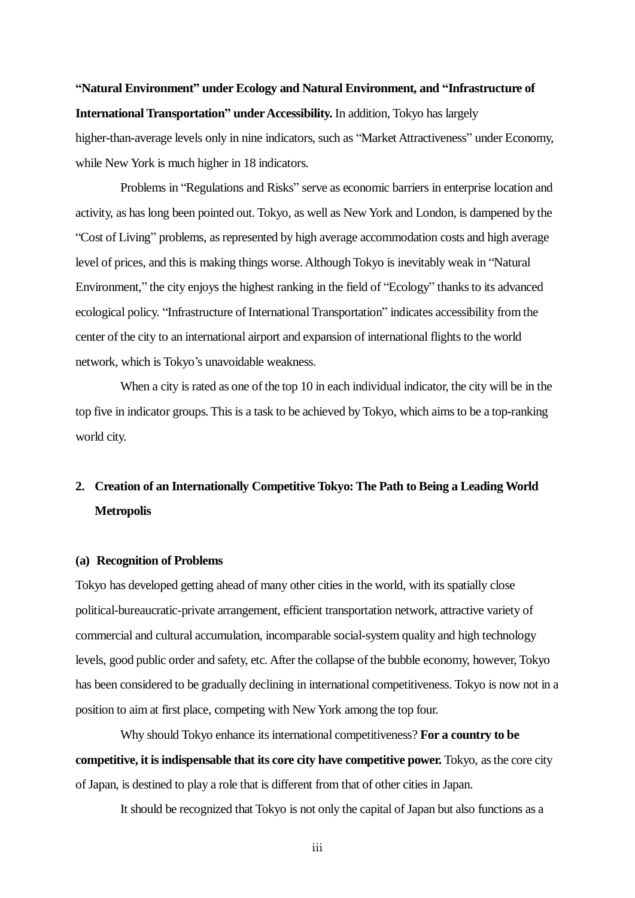**"Natural Environment" under Ecology and Natural Environment, and "Infrastructure of International Transportation" under Accessibility.** In addition, Tokyo has largely higher-than-average levels only in nine indicators, such as "Market Attractiveness" under Economy, while New York is much higher in 18 indicators.

Problems in "Regulations and Risks" serve as economic barriers in enterprise location and activity, as has long been pointed out. Tokyo, as well as New York and London, is dampened by the "Cost of Living" problems, as represented by high average accommodation costs and high average level of prices, and this is making things worse. Although Tokyo is inevitably weak in "Natural Environment," the city enjoys the highest ranking in the field of "Ecology" thanks to its advanced ecological policy. "Infrastructure of International Transportation" indicates accessibility from the center of the city to an international airport and expansion of international flights to the world network, which is Tokyo's unavoidable weakness.

When a city is rated as one of the top 10 in each individual indicator, the city will be in the top five in indicator groups. This is a task to be achieved by Tokyo, which aims to be a top-ranking world city.

## 2. Creation of an Internationally Competitive Tokyo: The Path to Being a Leading World Metropolis

### (a) Recognition of Problems

Tokyo has developed getting ahead of many other cities in the world, with its spatially close political-bureaucratic-private arrangement, efficient transportation network, attractive variety of commercial and cultural accumulation, incomparable social-system quality and high technology levels, good public order and safety, etc. After the collapse of the bubble economy, however, Tokyo has been considered to be gradually declining in international competitiveness. Tokyo is now not in a position to aim at first place, competing with New York among the top four.

Why should Tokyo enhance its international competitiveness? **For a country to be competitive, it is indispensable that its core city have competitive power.** Tokyo, as the core city of Japan, is destined to play a role that is different from that of other cities in Japan.

It should be recognized that Tokyo is not only the capital of Japan but also functions as a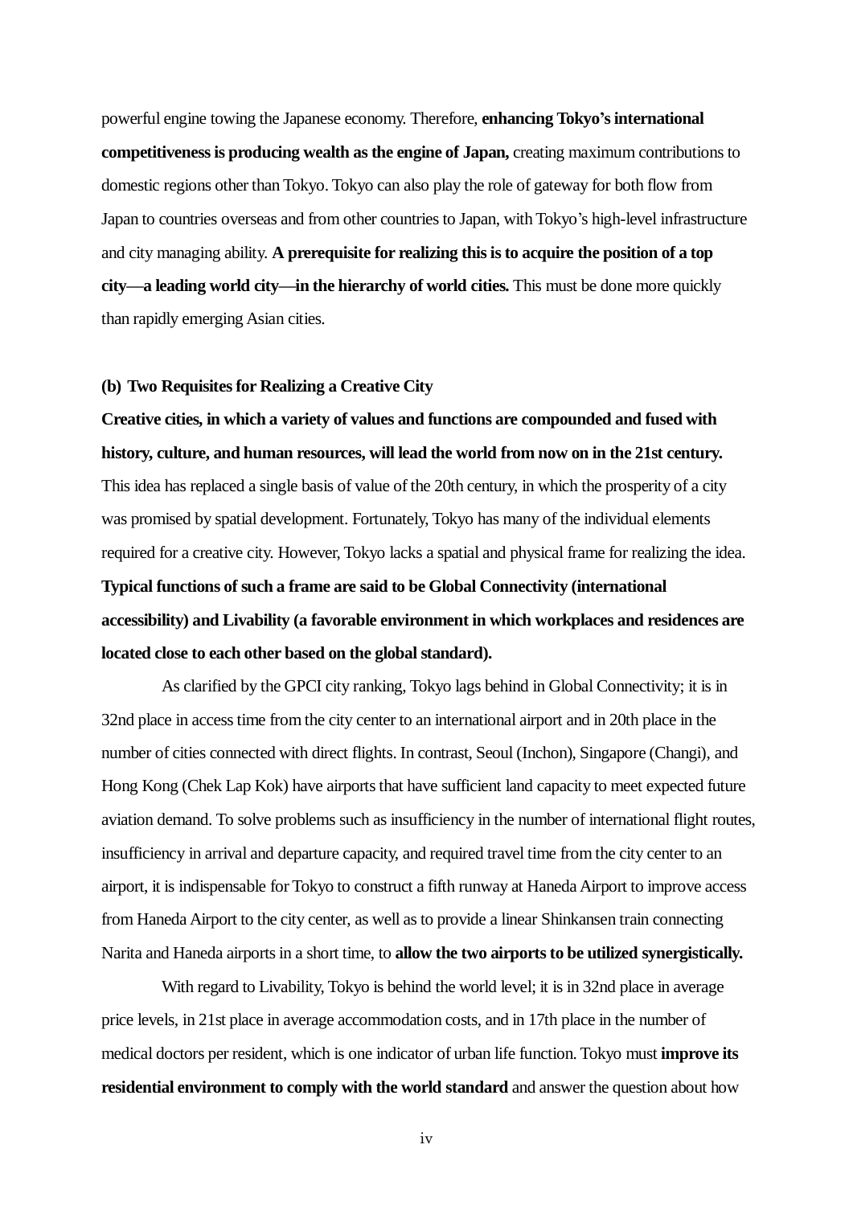powerful engine towing the Japanese economy. Therefore, **enhancing Tokyo's international competitiveness is producing wealth as the engine of Japan,** creating maximum contributions to domestic regions other than Tokyo. Tokyo can also play the role of gateway for both flow from Japan to countries overseas and from other countries to Japan, with Tokyo's high-level infrastructure and city managing ability. **A prerequisite for realizing this is to acquire the position of a top city—a leading world city—in the hierarchy of world cities.** This must be done more quickly than rapidly emerging Asian cities.

#### (b) Two Requisites for Realizing a Creative City

**Creative cities, in which a variety of values and functions are compounded and fused with history, culture, and human resources, will lead the world from now on in the 21st century.** This idea has replaced a single basis of value of the 20th century, in which the prosperity of a city was promised by spatial development. Fortunately, Tokyo has many of the individual elements required for a creative city. However, Tokyo lacks a spatial and physical frame for realizing the idea. **Typical functions of such a frame are said to be Global Connectivity (international accessibility) and Livability (a favorable environment in which workplaces and residences are located close to each other based on the global standard).**

As clarified by the GPCI city ranking, Tokyo lags behind in Global Connectivity; it is in 32nd place in access time from the city center to an international airport and in 20th place in the number of cities connected with direct flights. In contrast, Seoul (Inchon), Singapore (Changi), and Hong Kong (Chek Lap Kok) have airports that have sufficient land capacity to meet expected future aviation demand. To solve problems such as insufficiency in the number of international flight routes, insufficiency in arrival and departure capacity, and required travel time from the city center to an airport, it is indispensable for Tokyo to construct a fifth runway at Haneda Airport to improve access from Haneda Airport to the city center, as well as to provide a linear Shinkansen train connecting Narita and Haneda airports in a short time, to **allow the two airports to be utilized synergistically.**

With regard to Livability, Tokyo is behind the world level; it is in 32nd place in average price levels, in 21st place in average accommodation costs, and in 17th place in the number of medical doctors per resident, which is one indicator of urban life function. Tokyo must **improve its residential environment to comply with the world standard** and answer the question about how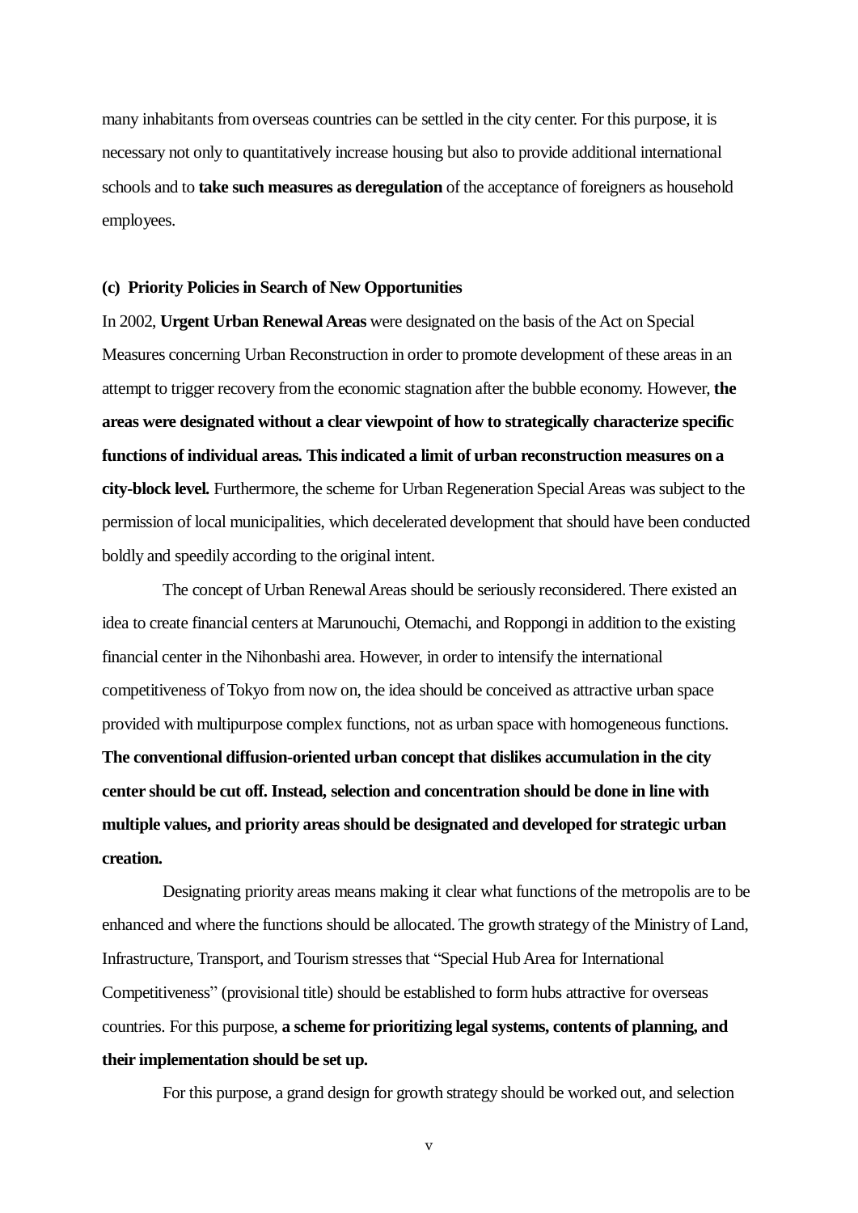many inhabitants from overseas countries can be settled in the city center. For this purpose, it is necessary not only to quantitatively increase housing but also to provide additional international schools and to **take such measures as deregulation** of the acceptance of foreigners as household employees.

**(c) Priority Policies in Search of New Opportunities**

In 2002, **Urgent Urban Renewal Areas** were designated on the basis of the Act on Special Measures concerning Urban Reconstruction in order to promote development of these areas in an attempt to trigger recovery from the economic stagnation after the bubble economy. However, **the areas were designated without a clear viewpoint of how to strategically characterize specific functions of individual areas. This indicated a limit of urban reconstruction measures on a city-block level.** Furthermore, the scheme for Urban Regeneration Special Areas was subject to the permission of local municipalities, which decelerated development that should have been conducted boldly and speedily according to the original intent.

The concept of Urban Renewal Areas should be seriously reconsidered. There existed an idea to create financial centers at Marunouchi, Otemachi, and Roppongi in addition to the existing financial center in the Nihonbashi area. However, in order to intensify the international competitiveness of Tokyo from now on, the idea should be conceived as attractive urban space provided with multipurpose complex functions, not as urban space with homogeneous functions. **The conventional diffusion-oriented urban concept that dislikes accumulation in the city center should be cut off. Instead, selection and concentration should be done in line with multiple values, and priority areas should be designated and developed for strategic urban creation.**

Designating priority areas means making it clear what functions of the metropolis are to be enhanced and where the functions should be allocated. The growth strategy of the Ministry of Land, Infrastructure, Transport, and Tourism stresses that "Special Hub Area for International Competitiveness" (provisional title) should be established to form hubs attractive for overseas countries. For this purpose, **a scheme for prioritizing legal systems, contents of planning, and their implementation should be set up.**

For this purpose, a grand design for growth strategy should be worked out, and selection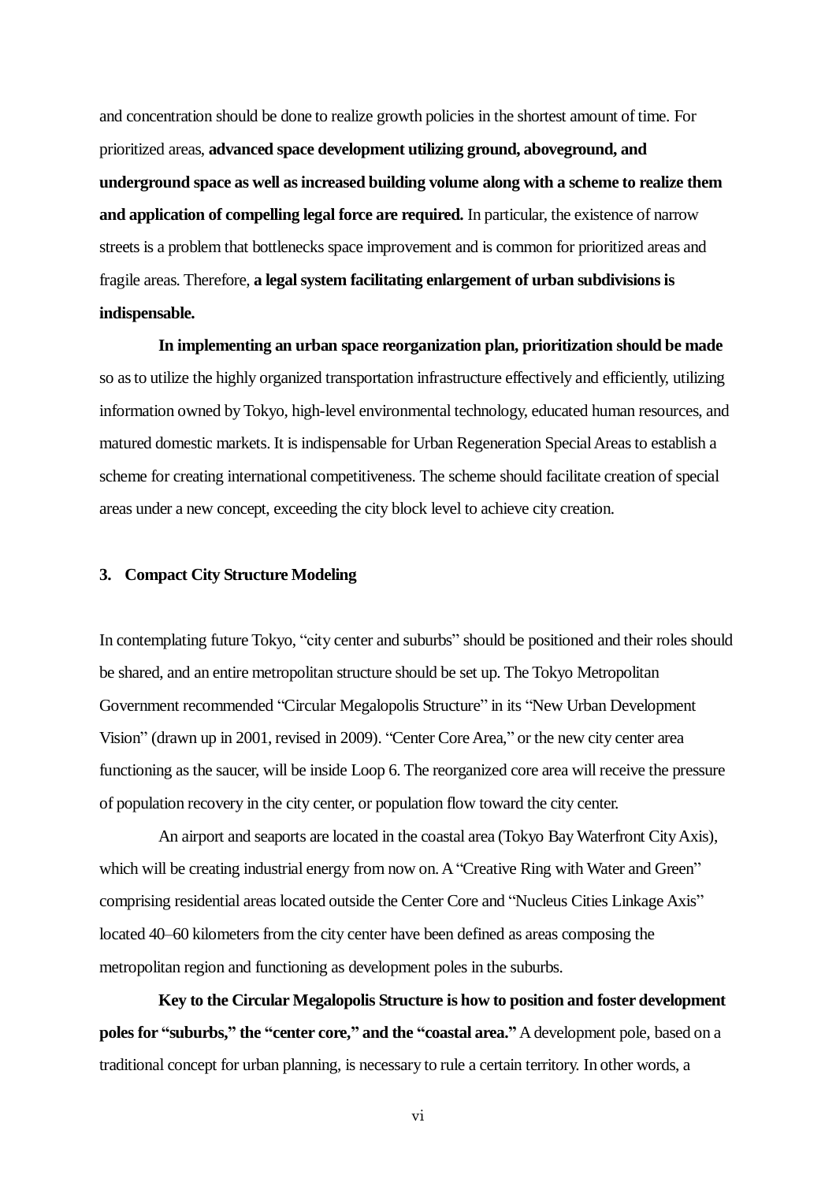and concentration should be done to realize growth policies in the shortest amount of time. For prioritized areas, **advanced space development utilizing ground, aboveground, and underground space as well as increased building volume along with a scheme to realize them and application of compelling legal force are required.** In particular, the existence of narrow streets is a problem that bottlenecks space improvement and is common for prioritized areas and fragile areas. Therefore, **a legal system facilitating enlargement of urban subdivisions is indispensable.**

**In implementing an urban space reorganization plan, prioritization should be made** so as to utilize the highly organized transportation infrastructure effectively and efficiently, utilizing information owned by Tokyo, high-level environmental technology, educated human resources, and matured domestic markets. It is indispensable for Urban Regeneration Special Areas to establish a scheme for creating international competitiveness. The scheme should facilitate creation of special areas under a new concept, exceeding the city block level to achieve city creation.

### 3. Compact City Structure Modeling

In contemplating future Tokyo, "city center and suburbs" should be positioned and their roles should be shared, and an entire metropolitan structure should be set up. The Tokyo Metropolitan Government recommended "Circular Megalopolis Structure" in its "New Urban Development Vision" (drawn up in 2001, revised in 2009). "Center Core Area," or the new city center area functioning as the saucer, will be inside Loop 6. The reorganized core area will receive the pressure of population recovery in the city center, or population flow toward the city center.

An airport and seaports are located in the coastal area (Tokyo Bay Waterfront City Axis), which will be creating industrial energy from now on. A "Creative Ring with Water and Green" comprising residential areas located outside the Center Core and "Nucleus Cities Linkage Axis" located 40–60 kilometers from the city center have been defined as areas composing the metropolitan region and functioning as development poles in the suburbs.

**Key to the Circular Megalopolis Structure is how to position and foster development poles for "suburbs," the "center core," and the "coastal area."** A development pole, based on a traditional concept for urban planning, is necessary to rule a certain territory. In other words, a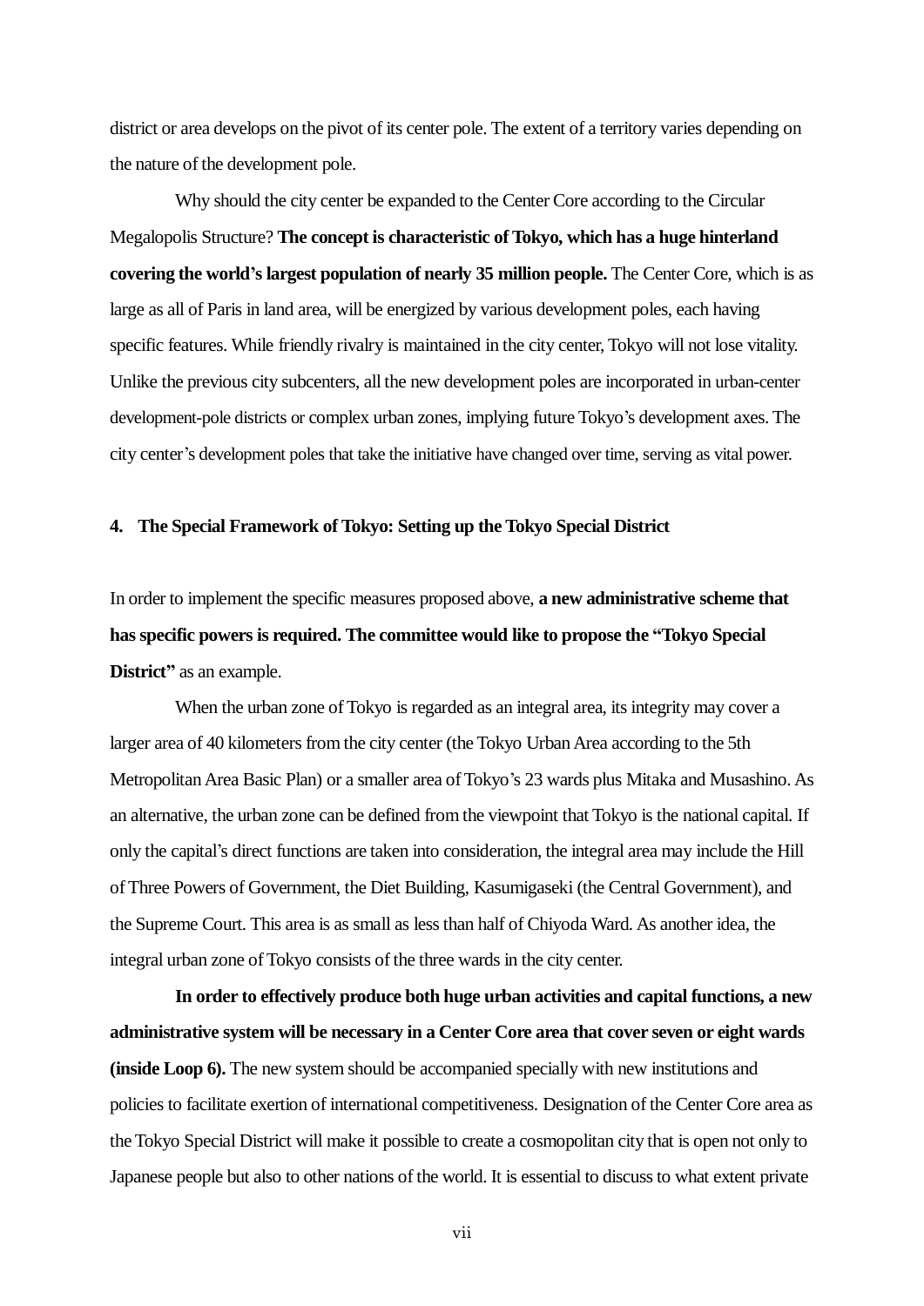district or area develops on the pivot of its center pole. The extent of a territory varies depending on the nature of the development pole.

Why should the city center be expanded to the Center Core according to the Circular Megalopolis Structure? **The concept is characteristic of Tokyo, which has a huge hinterland covering the world's largest population of nearly 35 million people.** The Center Core, which is as large as all of Paris in land area, will be energized by various development poles, each having specific features. While friendly rivalry is maintained in the city center, Tokyo will not lose vitality. Unlike the previous city subcenters, all the new development poles are incorporated in urban-center development-pole districts or complex urban zones, implying future Tokyo's development axes. The city center's development poles that take the initiative have changed over time, serving as vital power.

#### 4. The Special Framework of Tokyo: Setting up the Tokyo Special District

In order to implement the specific measures proposed above, **a new administrative scheme that has specific powers is required. The committee would like to propose the "Tokyo Special District"** as an example.

When the urban zone of Tokyo is regarded as an integral area, its integrity may cover a larger area of 40 kilometers from the city center (the Tokyo Urban Area according to the 5th Metropolitan Area Basic Plan) or a smaller area of Tokyo's 23 wards plus Mitaka and Musashino. As an alternative, the urban zone can be defined from the viewpoint that Tokyo is the national capital. If only the capital's direct functions are taken into consideration, the integral area may include the Hill of Three Powers of Government, the Diet Building, Kasumigaseki (the Central Government), and the Supreme Court. This area is as small as less than half of Chiyoda Ward. As another idea, the integral urban zone of Tokyo consists of the three wards in the city center.

**In order to effectively produce both huge urban activities and capital functions, a new administrative system will be necessary in a Center Core area that cover seven or eight wards (inside Loop 6).** The new system should be accompanied specially with new institutions and policies to facilitate exertion of international competitiveness. Designation of the Center Core area as the Tokyo Special District will make it possible to create a cosmopolitan city that is open not only to Japanese people but also to other nations of the world. It is essential to discuss to what extent private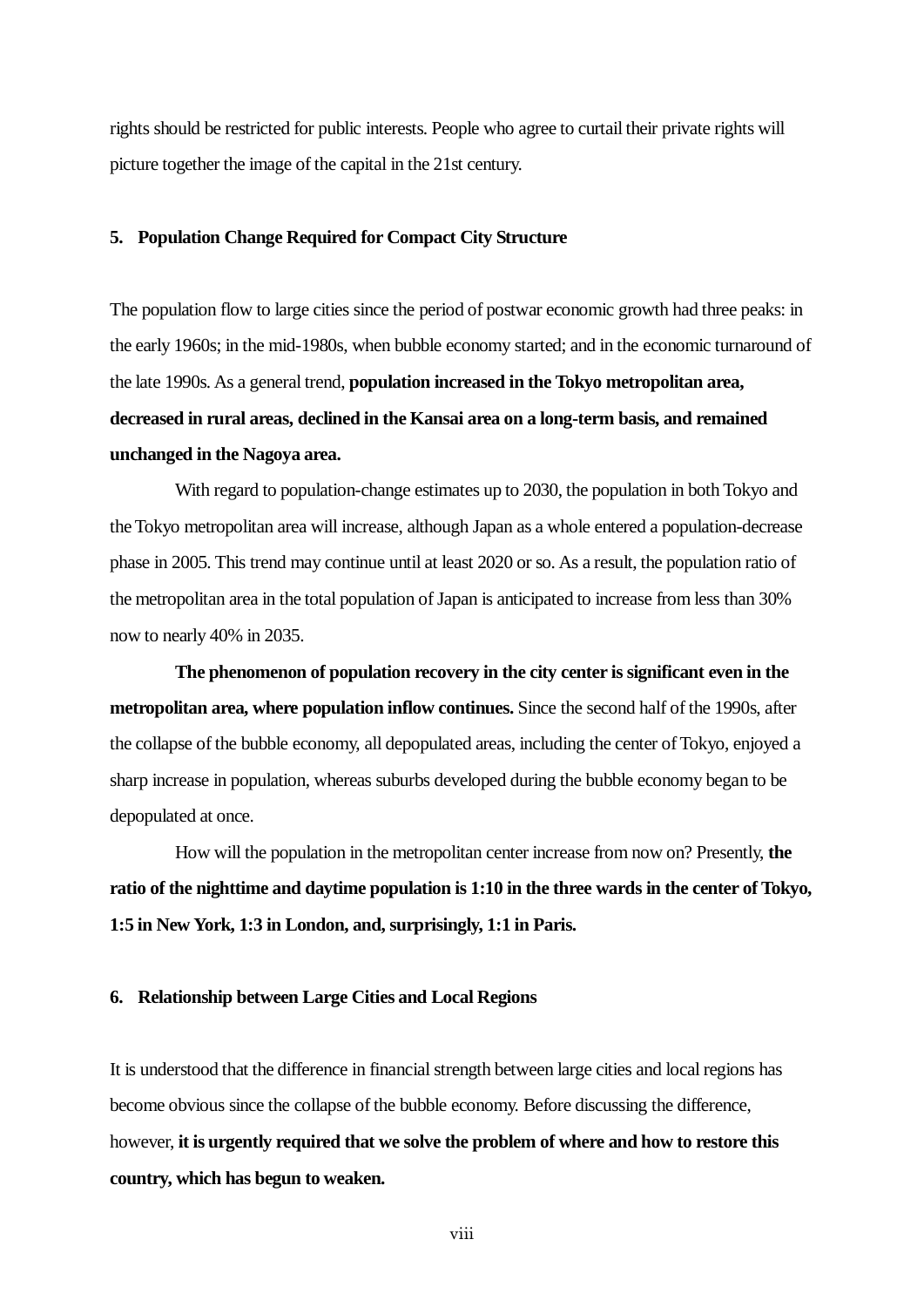rights should be restricted for public interests. People who agree to curtail their private rights will picture together the image of the capital in the 21st century.

## 5. Population Change Required for Compact City Structure

The population flow to large cities since the period of postwar economic growth had three peaks: in the early 1960s; in the mid-1980s, when bubble economy started; and in the economic turnaround of the late 1990s. As a general trend, **population increased in the Tokyo metropolitan area, decreased in rural areas, declined in the Kansai area on a long-term basis, and remained unchanged in the Nagoya area.**

With regard to population-change estimates up to 2030, the population in both Tokyo and the Tokyo metropolitan area will increase, although Japan as a whole entered a population-decrease phase in 2005. This trend may continue until at least 2020 or so. As a result, the population ratio of the metropolitan area in the total population of Japan is anticipated to increase from less than 30% now to nearly 40% in 2035.

**The phenomenon of population recovery in the city center is significant even in the metropolitan area, where population inflow continues.** Since the second half of the 1990s, after the collapse of the bubble economy, all depopulated areas, including the center of Tokyo, enjoyed a sharp increase in population, whereas suburbs developed during the bubble economy began to be depopulated at once.

How will the population in the metropolitan center increase from now on? Presently, **the ratio of the nighttime and daytime population is 1:10 in the three wards in the center of Tokyo, 1:5 in New York, 1:3 in London, and, surprisingly, 1:1 in Paris.**

## 6. Relationship between Large Cities and Local Regions

It is understood that the difference in financial strength between large cities and local regions has become obvious since the collapse of the bubble economy. Before discussing the difference, however, **it is urgently required that we solve the problem of where and how to restore this country, which has begun to weaken.**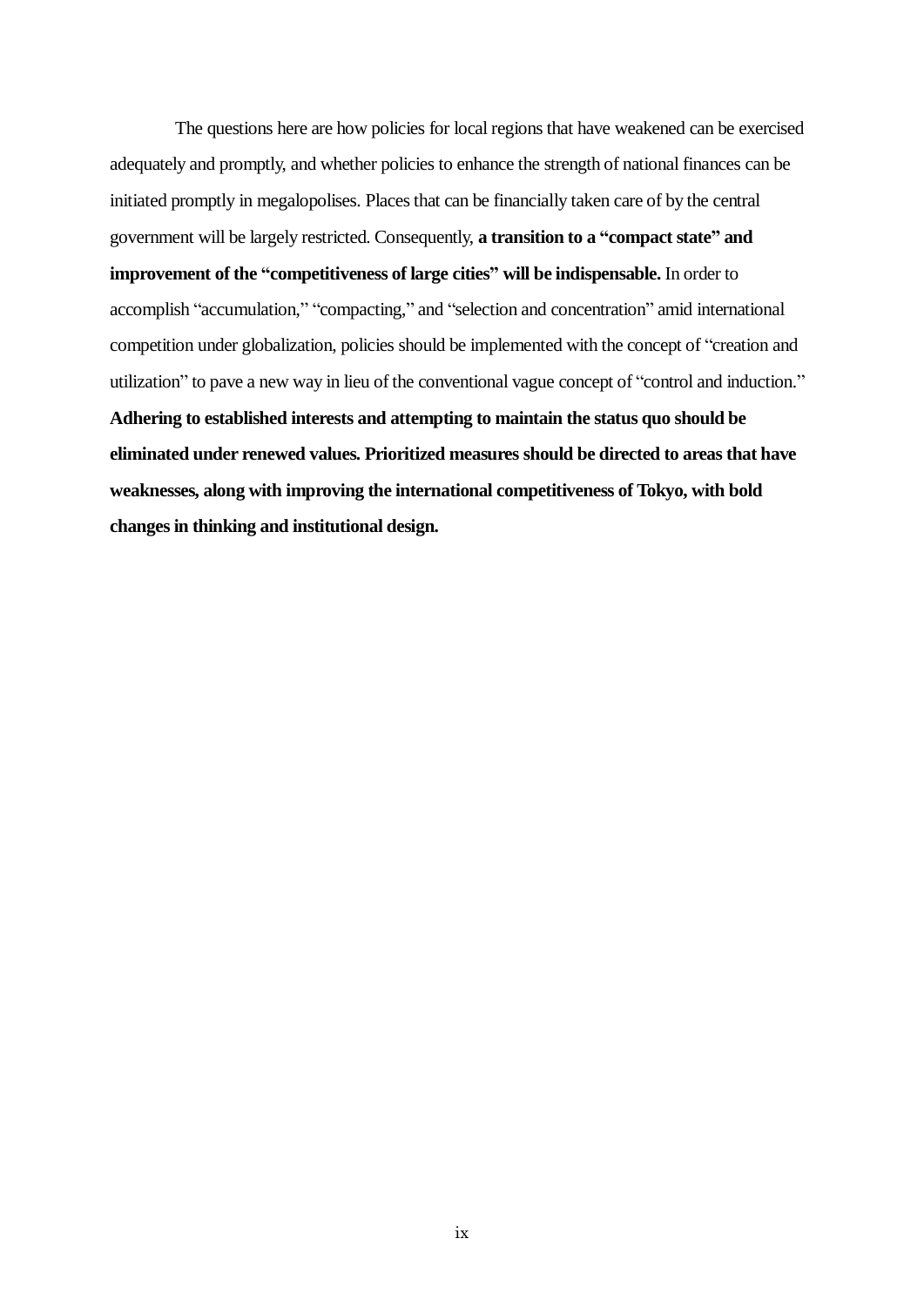The questions here are how policies for local regions that have weakened can be exercised adequately and promptly, and whether policies to enhance the strength of national finances can be initiated promptly in megalopolises. Places that can be financially taken care of by the central government will be largely restricted. Consequently, **a transition to a "compact state" and improvement of the "competitiveness of large cities" will be indispensable.** In order to accomplish "accumulation," "compacting," and "selection and concentration" amid international competition under globalization, policies should be implemented with the concept of "creation and utilization" to pave a new way in lieu of the conventional vague concept of "control and induction." **Adhering to established interests and attempting to maintain the status quo should be eliminated under renewed values. Prioritized measures should be directed to areas that have weaknesses, along with improving the international competitiveness of Tokyo, with bold changes in thinking and institutional design.**